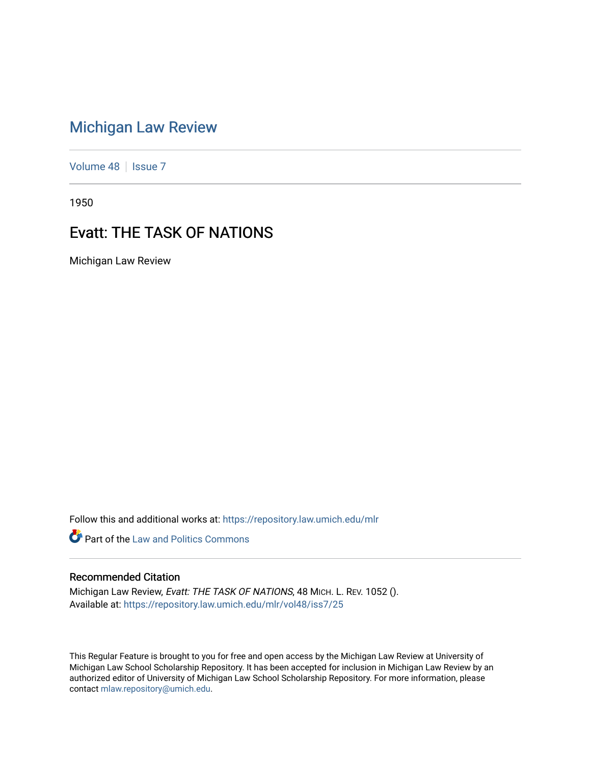# Michigan Law Review

Volume 48 | Issue 7

1950

## Evatt: THE TASK OF NATIONS

Michigan Law Review

Follow this and additional works at: https://repository.law.umich.edu/mlr

Part of the Law and Politics Commons

### Recommended Citation

Michigan Law Review, *Evatt: THE TASK OF NATIONS*, 48 MICH. L. REV. 1052 ().
Available at: https://repository.law.umich.edu/mlr/vol48/iss7/25

This Regular Feature is brought to you for free and open access by the Michigan Law Review at University of Michigan Law School Scholarship Repository. It has been accepted for inclusion in Michigan Law Review by an authorized editor of University of Michigan Law School Scholarship Repository. For more information, please contact mlaw.repository@umich.edu.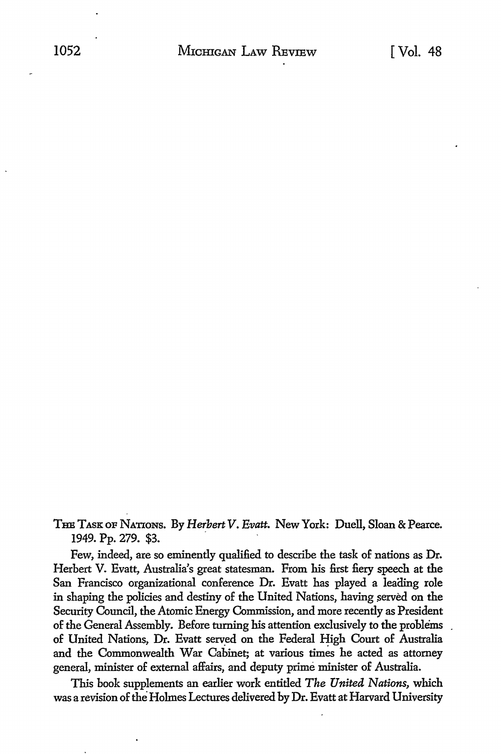THE TASK OF NATIONS. By *Herbert V. Evatt.* New York: Duell, Sloan & Pearce. 1949. Pp. 279. $3.

Few, indeed, are so eminently qualified to describe the task of nations as Dr. Herbert V. Evatt, Australia's great statesman. From his first fiery speech at the San Francisco organizational conference Dr. Evatt has played a leading role in shaping the policies and destiny of the United Nations, having served on the Security Council, the Atomic Energy Commission, and more recently as President of the General Assembly. Before turning his attention exclusively to the problems of United Nations, Dr. Evatt served on the Federal High Court of Australia and the Commonwealth War Cabinet; at various times he acted as attorney general, minister of external affairs, and deputy prime minister of Australia.

This book supplements an earlier work entitled *The United Nations,* which was a revision of the Holmes Lectures delivered by Dr. Evatt at Harvard University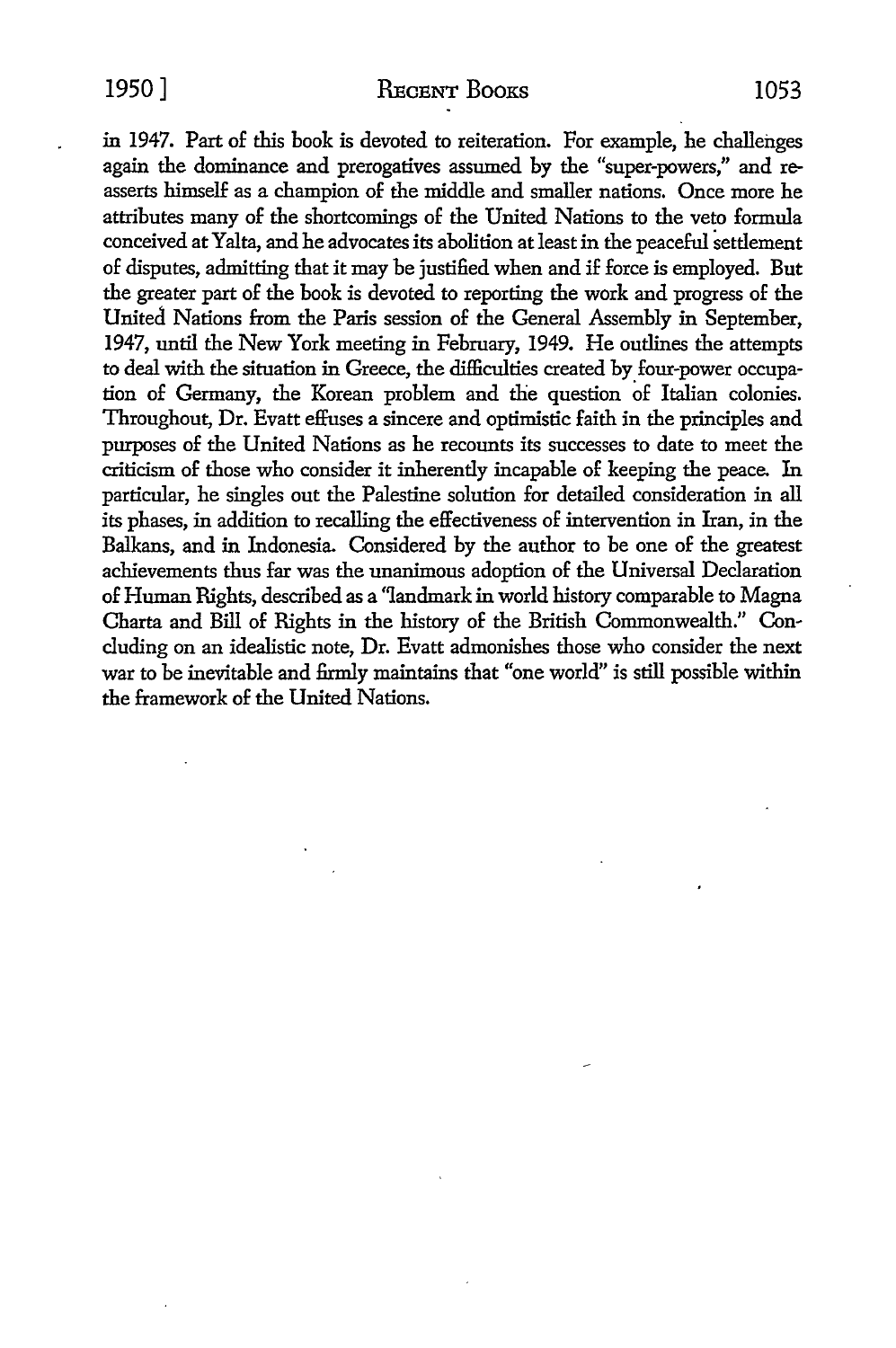in 1947. Part of this book is devoted to reiteration. For example, he challenges again the dominance and prerogatives assumed by the "super-powers," and reasserts himself as a champion of the middle and smaller nations. Once more he attributes many of the shortcomings of the United Nations to the veto formula conceived at Yalta, and he advocates its abolition at least in the peaceful settlement of disputes, admitting that it may be justified when and if force is employed. But the greater part of the book is devoted to reporting the work and progress of the United Nations from the Paris session of the General Assembly in September, 1947, until the New York meeting in February, 1949. He outlines the attempts to deal with the situation in Greece, the difficulties created by four-power occupation of Germany, the Korean problem and the question of Italian colonies. Throughout, Dr. Evatt effuses a sincere and optimistic faith in the principles and purposes of the United Nations as he recounts its successes to date to meet the criticism of those who consider it inherently incapable of keeping the peace. In particular, he singles out the Palestine solution for detailed consideration in all its phases, in addition to recalling the effectiveness of intervention in Iran, in the Balkans, and in Indonesia. Considered by the author to be one of the greatest achievements thus far was the unanimous adoption of the Universal Declaration of Human Rights, described as a "landmark in world history comparable to Magna Charta and Bill of Rights in the history of the British Commonwealth." Concluding on an idealistic note, Dr. Evatt admonishes those who consider the next war to be inevitable and firmly maintains that "one world" is still possible within the framework of the United Nations.